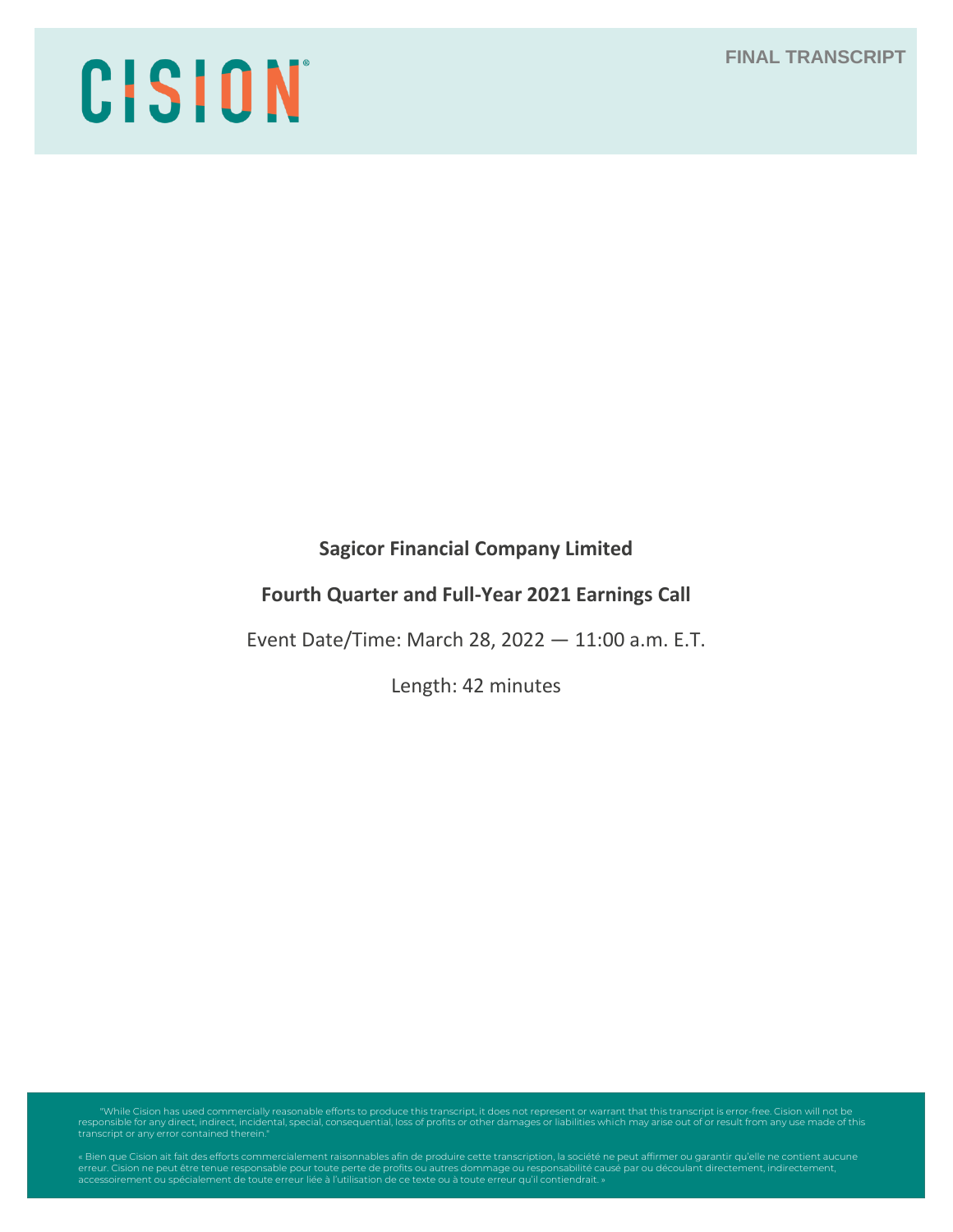CISION

FINAL TRANSCRIPT

**Sagicor Financial Company Limited**

**Fourth Quarter and Full-Year 2021 Earnings Call**

Event Date/Time: March 28, 2022 — 11:00 a.m. E.T.

Length: 42 minutes

"While Cision has used commercially reasonable efforts to produce this transcript, it does not represent or warrant that this transcript is error-free. Cision will not be responsible for any direct, indirect, incidental, special, consequential, loss of profits or other damages or liabilities which may arise out of or result from any use made of this transcript or any error contained therein."

« Bien que Cision ait fait des efforts commercialement raisonnables afin de produire cette transcription, la société ne peut affirmer ou garantir qu'elle ne contient aucune erreur. Cision ne peut être tenue responsable pour toute perte de profits ou autres dommage ou responsabilité causé par ou découlant directement, indirectement, accessoirement ou spécialement de toute erreur liée à l'utilisation de ce texte ou à toute erreur qu'il contiendrait. »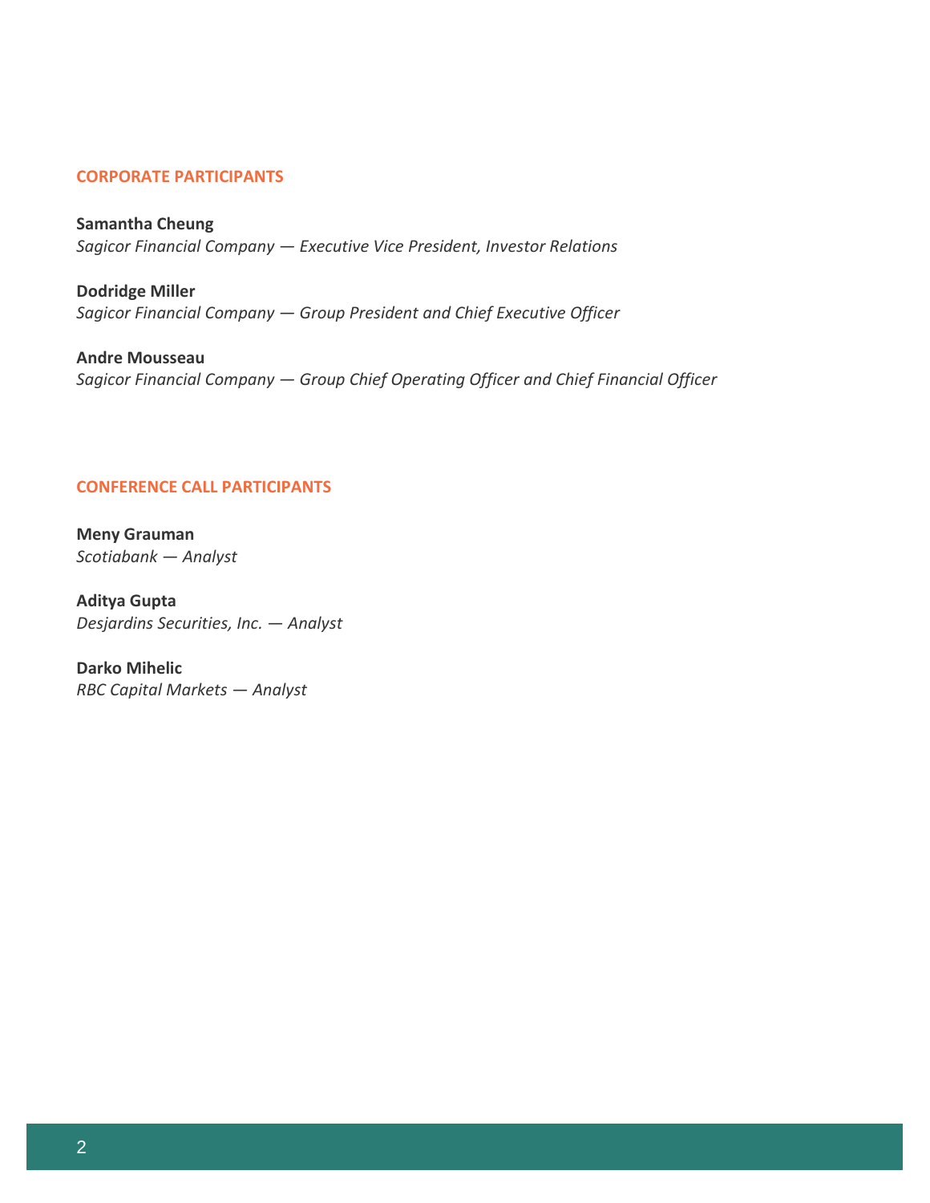## CORPORATE PARTICIPANTS

**Samantha Cheung**
*Sagicor Financial Company — Executive Vice President, Investor Relations*

**Dodridge Miller**
*Sagicor Financial Company — Group President and Chief Executive Officer*

**Andre Mousseau**
*Sagicor Financial Company — Group Chief Operating Officer and Chief Financial Officer*

## CONFERENCE CALL PARTICIPANTS

**Meny Grauman**
*Scotiabank — Analyst*

**Aditya Gupta**
*Desjardins Securities, Inc. — Analyst*

**Darko Mihelic**
*RBC Capital Markets — Analyst*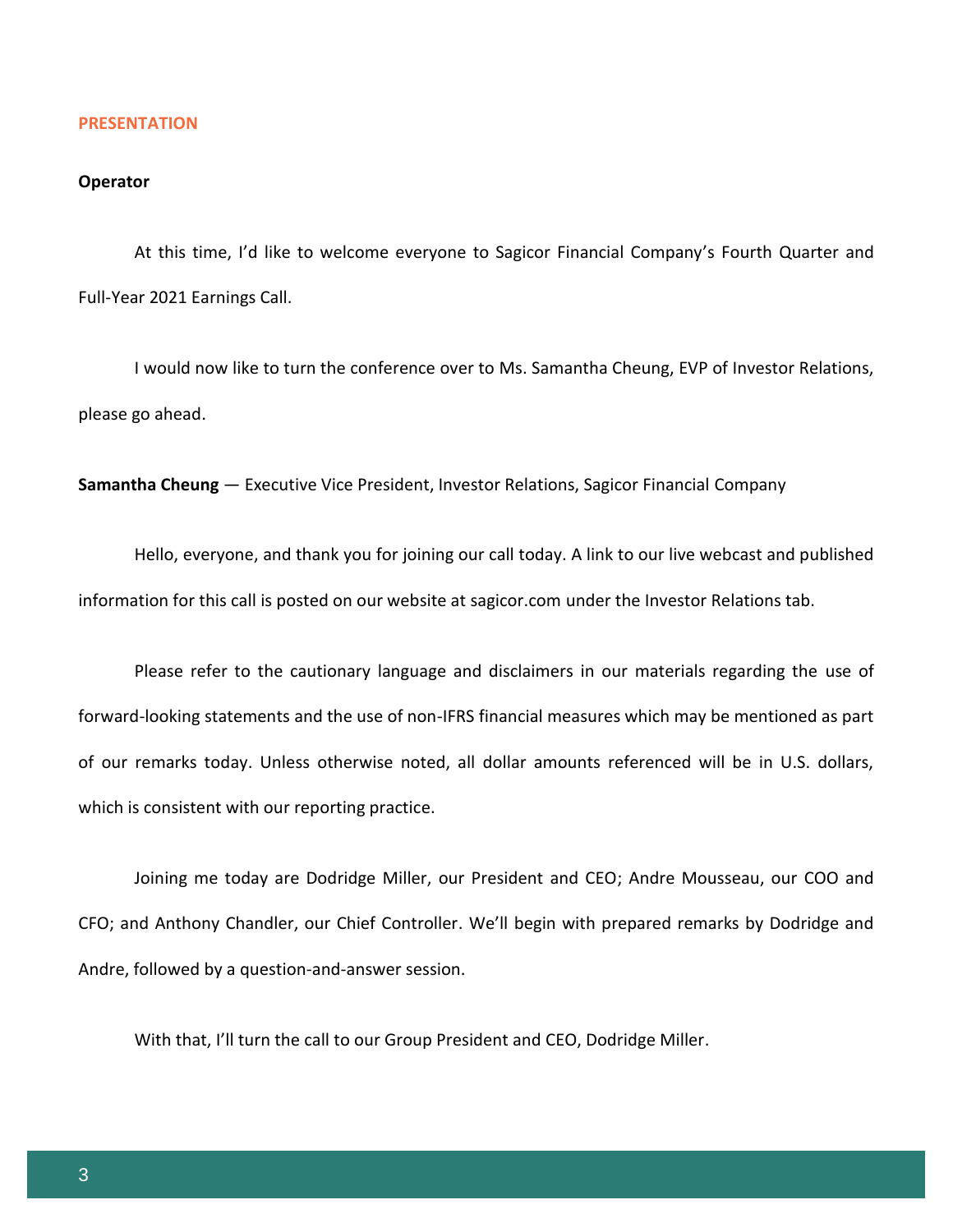## PRESENTATION

**Operator**

At this time, I'd like to welcome everyone to Sagicor Financial Company's Fourth Quarter and Full-Year 2021 Earnings Call.

I would now like to turn the conference over to Ms. Samantha Cheung, EVP of Investor Relations, please go ahead.

**Samantha Cheung** — Executive Vice President, Investor Relations, Sagicor Financial Company

Hello, everyone, and thank you for joining our call today. A link to our live webcast and published information for this call is posted on our website at sagicor.com under the Investor Relations tab.

Please refer to the cautionary language and disclaimers in our materials regarding the use of forward-looking statements and the use of non-IFRS financial measures which may be mentioned as part of our remarks today. Unless otherwise noted, all dollar amounts referenced will be in U.S. dollars, which is consistent with our reporting practice.

Joining me today are Dodridge Miller, our President and CEO; Andre Mousseau, our COO and CFO; and Anthony Chandler, our Chief Controller. We'll begin with prepared remarks by Dodridge and Andre, followed by a question-and-answer session.

With that, I'll turn the call to our Group President and CEO, Dodridge Miller.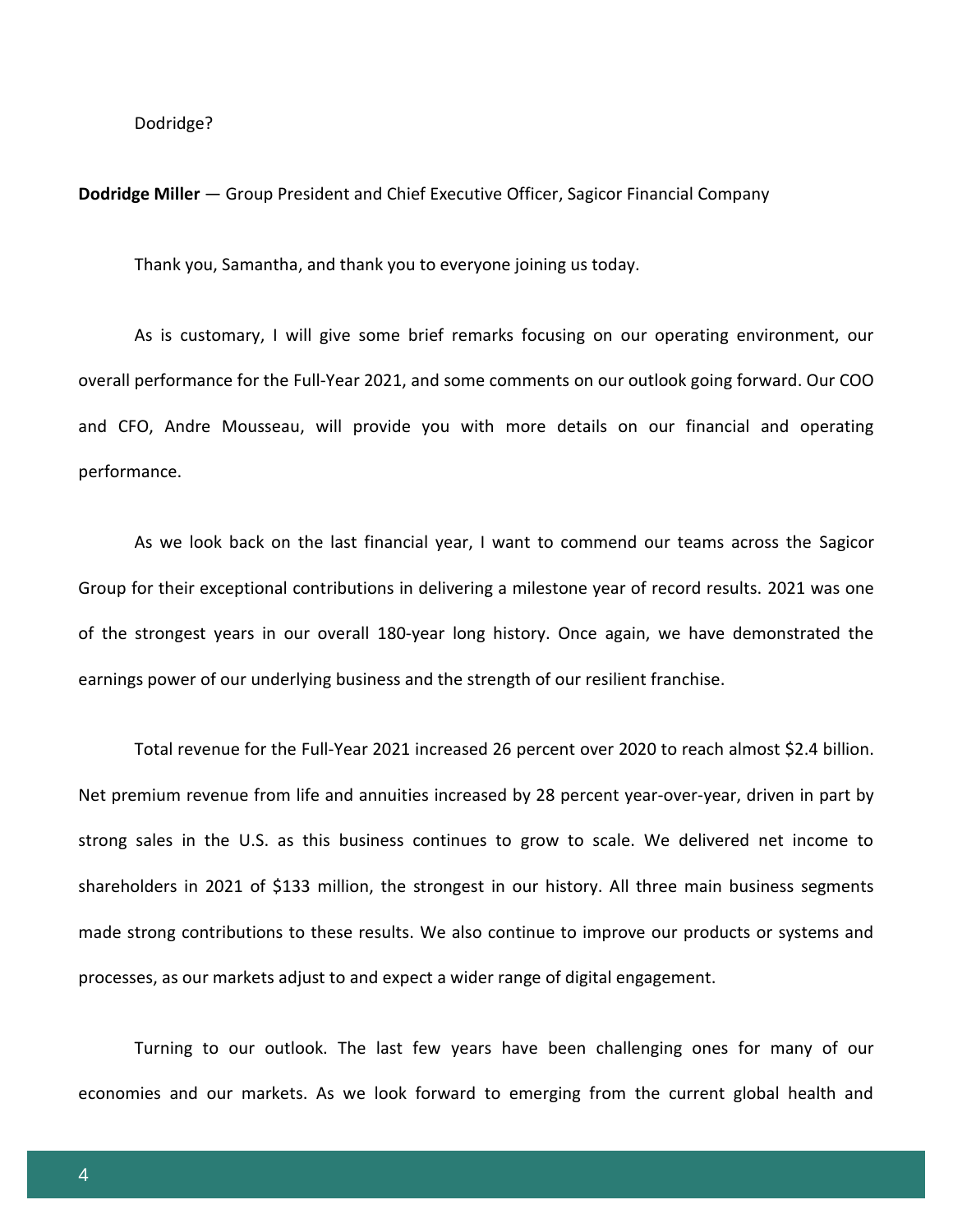Dodridge?

**Dodridge Miller** — Group President and Chief Executive Officer, Sagicor Financial Company

Thank you, Samantha, and thank you to everyone joining us today.

As is customary, I will give some brief remarks focusing on our operating environment, our overall performance for the Full-Year 2021, and some comments on our outlook going forward. Our COO and CFO, Andre Mousseau, will provide you with more details on our financial and operating performance.

As we look back on the last financial year, I want to commend our teams across the Sagicor Group for their exceptional contributions in delivering a milestone year of record results. 2021 was one of the strongest years in our overall 180-year long history. Once again, we have demonstrated the earnings power of our underlying business and the strength of our resilient franchise.

Total revenue for the Full-Year 2021 increased 26 percent over 2020 to reach almost $2.4 billion. Net premium revenue from life and annuities increased by 28 percent year-over-year, driven in part by strong sales in the U.S. as this business continues to grow to scale. We delivered net income to shareholders in 2021 of $133 million, the strongest in our history. All three main business segments made strong contributions to these results. We also continue to improve our products or systems and processes, as our markets adjust to and expect a wider range of digital engagement.

Turning to our outlook. The last few years have been challenging ones for many of our economies and our markets. As we look forward to emerging from the current global health and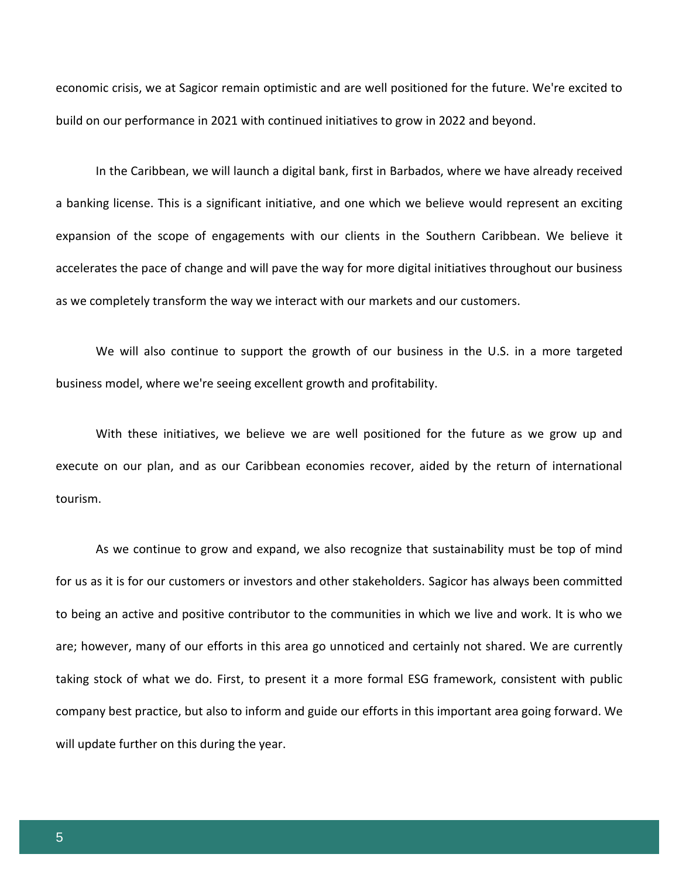economic crisis, we at Sagicor remain optimistic and are well positioned for the future. We're excited to build on our performance in 2021 with continued initiatives to grow in 2022 and beyond.

In the Caribbean, we will launch a digital bank, first in Barbados, where we have already received a banking license. This is a significant initiative, and one which we believe would represent an exciting expansion of the scope of engagements with our clients in the Southern Caribbean. We believe it accelerates the pace of change and will pave the way for more digital initiatives throughout our business as we completely transform the way we interact with our markets and our customers.

We will also continue to support the growth of our business in the U.S. in a more targeted business model, where we're seeing excellent growth and profitability.

With these initiatives, we believe we are well positioned for the future as we grow up and execute on our plan, and as our Caribbean economies recover, aided by the return of international tourism.

As we continue to grow and expand, we also recognize that sustainability must be top of mind for us as it is for our customers or investors and other stakeholders. Sagicor has always been committed to being an active and positive contributor to the communities in which we live and work. It is who we are; however, many of our efforts in this area go unnoticed and certainly not shared. We are currently taking stock of what we do. First, to present it a more formal ESG framework, consistent with public company best practice, but also to inform and guide our efforts in this important area going forward. We will update further on this during the year.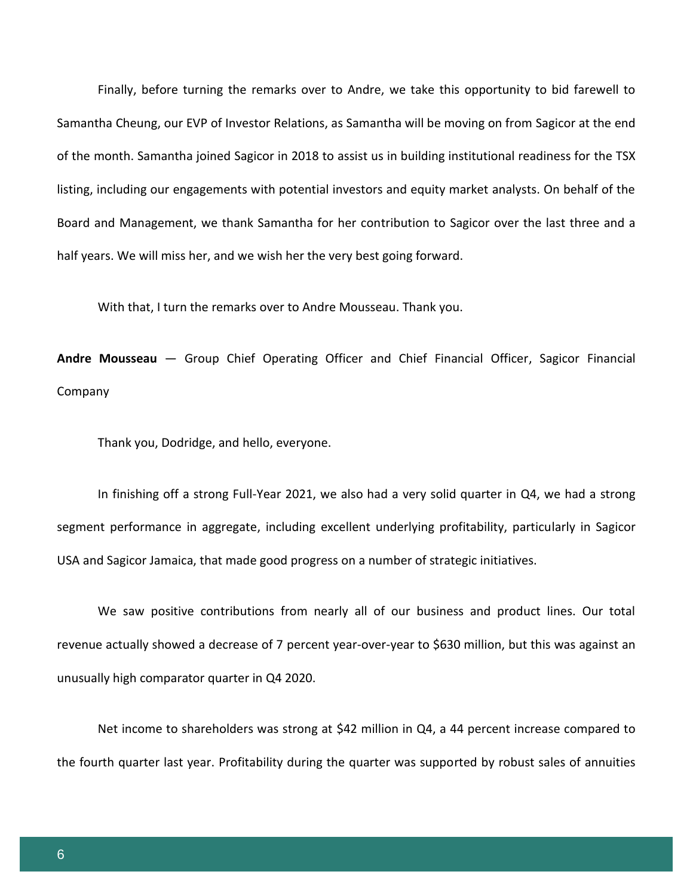Finally, before turning the remarks over to Andre, we take this opportunity to bid farewell to Samantha Cheung, our EVP of Investor Relations, as Samantha will be moving on from Sagicor at the end of the month. Samantha joined Sagicor in 2018 to assist us in building institutional readiness for the TSX listing, including our engagements with potential investors and equity market analysts. On behalf of the Board and Management, we thank Samantha for her contribution to Sagicor over the last three and a half years. We will miss her, and we wish her the very best going forward.

With that, I turn the remarks over to Andre Mousseau. Thank you.

**Andre Mousseau** — Group Chief Operating Officer and Chief Financial Officer, Sagicor Financial Company

Thank you, Dodridge, and hello, everyone.

In finishing off a strong Full-Year 2021, we also had a very solid quarter in Q4, we had a strong segment performance in aggregate, including excellent underlying profitability, particularly in Sagicor USA and Sagicor Jamaica, that made good progress on a number of strategic initiatives.

We saw positive contributions from nearly all of our business and product lines. Our total revenue actually showed a decrease of 7 percent year-over-year to $630 million, but this was against an unusually high comparator quarter in Q4 2020.

Net income to shareholders was strong at $42 million in Q4, a 44 percent increase compared to the fourth quarter last year. Profitability during the quarter was supported by robust sales of annuities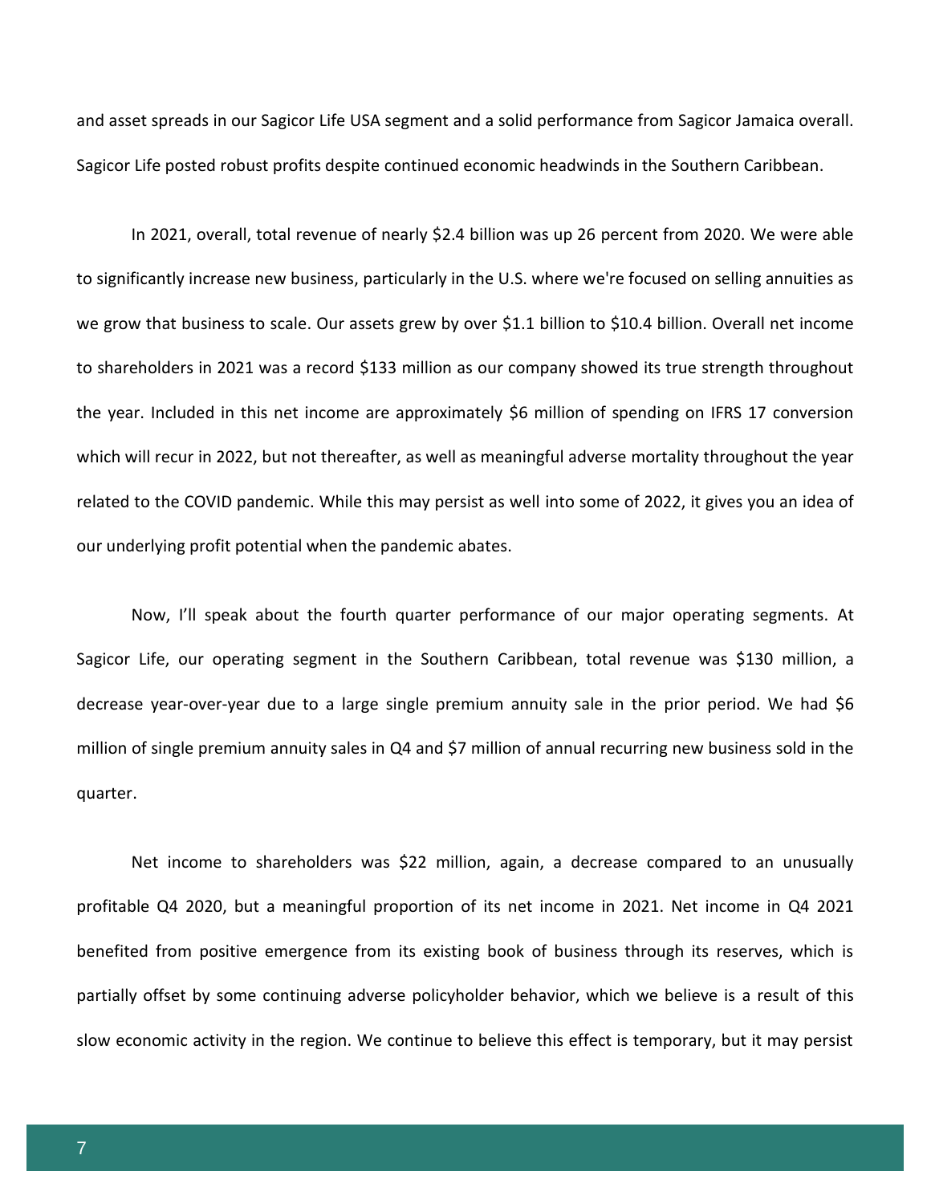and asset spreads in our Sagicor Life USA segment and a solid performance from Sagicor Jamaica overall. Sagicor Life posted robust profits despite continued economic headwinds in the Southern Caribbean.

In 2021, overall, total revenue of nearly $2.4 billion was up 26 percent from 2020. We were able to significantly increase new business, particularly in the U.S. where we're focused on selling annuities as we grow that business to scale. Our assets grew by over $1.1 billion to $10.4 billion. Overall net income to shareholders in 2021 was a record $133 million as our company showed its true strength throughout the year. Included in this net income are approximately $6 million of spending on IFRS 17 conversion which will recur in 2022, but not thereafter, as well as meaningful adverse mortality throughout the year related to the COVID pandemic. While this may persist as well into some of 2022, it gives you an idea of our underlying profit potential when the pandemic abates.

Now, I'll speak about the fourth quarter performance of our major operating segments. At Sagicor Life, our operating segment in the Southern Caribbean, total revenue was $130 million, a decrease year-over-year due to a large single premium annuity sale in the prior period. We had $6 million of single premium annuity sales in Q4 and $7 million of annual recurring new business sold in the quarter.

Net income to shareholders was $22 million, again, a decrease compared to an unusually profitable Q4 2020, but a meaningful proportion of its net income in 2021. Net income in Q4 2021 benefited from positive emergence from its existing book of business through its reserves, which is partially offset by some continuing adverse policyholder behavior, which we believe is a result of this slow economic activity in the region. We continue to believe this effect is temporary, but it may persist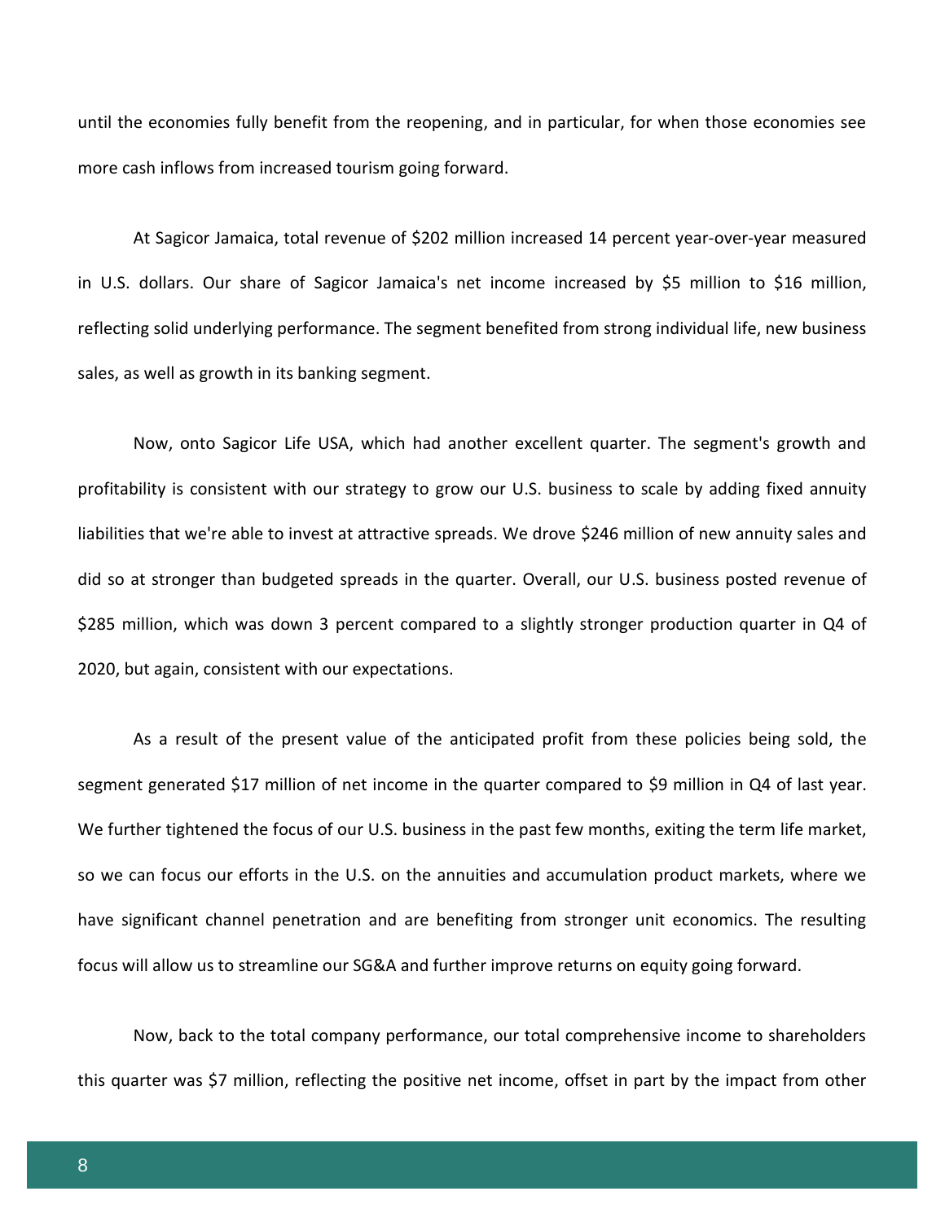until the economies fully benefit from the reopening, and in particular, for when those economies see more cash inflows from increased tourism going forward.

At Sagicor Jamaica, total revenue of $202 million increased 14 percent year-over-year measured in U.S. dollars. Our share of Sagicor Jamaica's net income increased by $5 million to $16 million, reflecting solid underlying performance. The segment benefited from strong individual life, new business sales, as well as growth in its banking segment.

Now, onto Sagicor Life USA, which had another excellent quarter. The segment's growth and profitability is consistent with our strategy to grow our U.S. business to scale by adding fixed annuity liabilities that we're able to invest at attractive spreads. We drove $246 million of new annuity sales and did so at stronger than budgeted spreads in the quarter. Overall, our U.S. business posted revenue of $285 million, which was down 3 percent compared to a slightly stronger production quarter in Q4 of 2020, but again, consistent with our expectations.

As a result of the present value of the anticipated profit from these policies being sold, the segment generated $17 million of net income in the quarter compared to $9 million in Q4 of last year. We further tightened the focus of our U.S. business in the past few months, exiting the term life market, so we can focus our efforts in the U.S. on the annuities and accumulation product markets, where we have significant channel penetration and are benefiting from stronger unit economics. The resulting focus will allow us to streamline our SG&A and further improve returns on equity going forward.

Now, back to the total company performance, our total comprehensive income to shareholders this quarter was $7 million, reflecting the positive net income, offset in part by the impact from other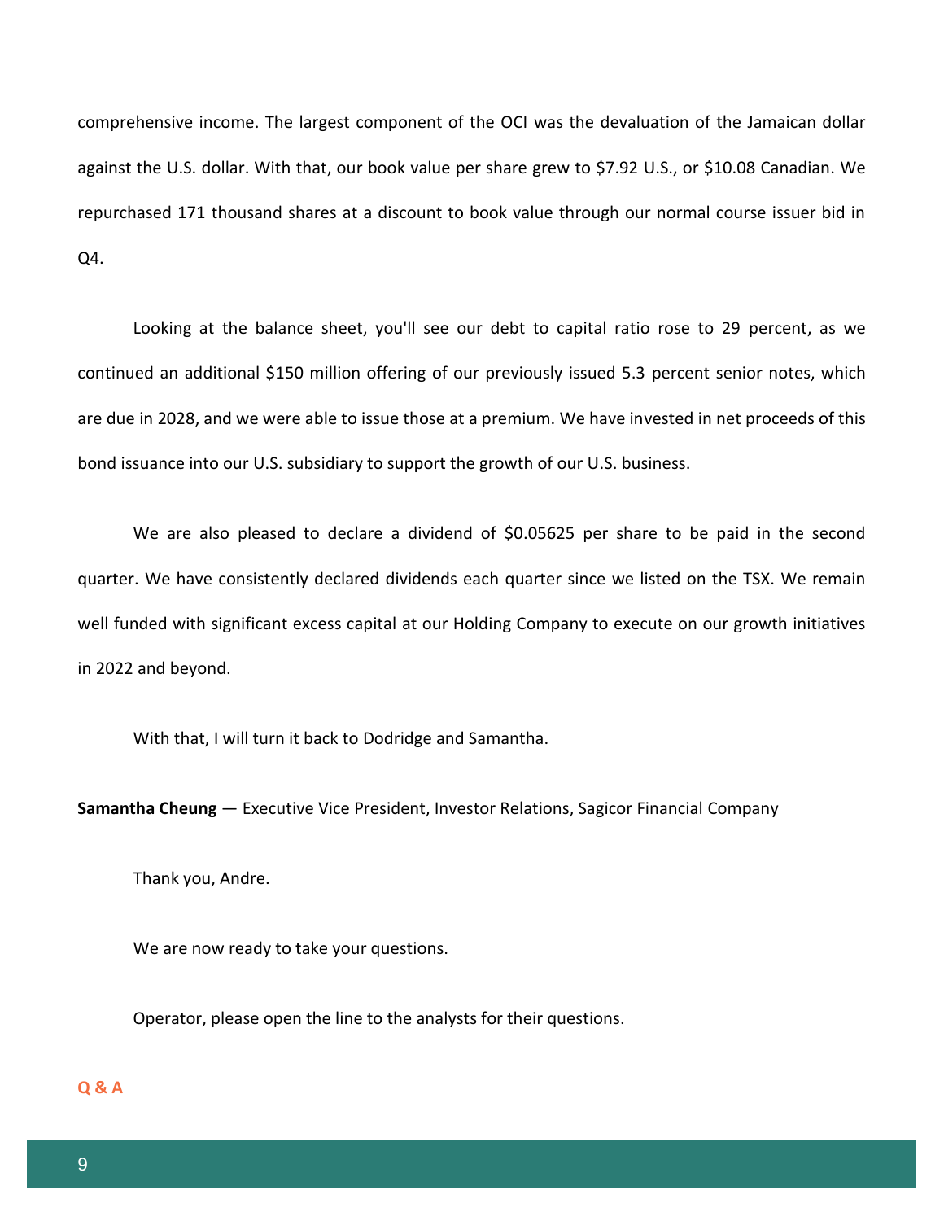comprehensive income. The largest component of the OCI was the devaluation of the Jamaican dollar against the U.S. dollar. With that, our book value per share grew to $7.92 U.S., or $10.08 Canadian. We repurchased 171 thousand shares at a discount to book value through our normal course issuer bid in Q4.

Looking at the balance sheet, you'll see our debt to capital ratio rose to 29 percent, as we continued an additional $150 million offering of our previously issued 5.3 percent senior notes, which are due in 2028, and we were able to issue those at a premium. We have invested in net proceeds of this bond issuance into our U.S. subsidiary to support the growth of our U.S. business.

We are also pleased to declare a dividend of $0.05625 per share to be paid in the second quarter. We have consistently declared dividends each quarter since we listed on the TSX. We remain well funded with significant excess capital at our Holding Company to execute on our growth initiatives in 2022 and beyond.

With that, I will turn it back to Dodridge and Samantha.

**Samantha Cheung** — Executive Vice President, Investor Relations, Sagicor Financial Company

Thank you, Andre.

We are now ready to take your questions.

Operator, please open the line to the analysts for their questions.

## Q & A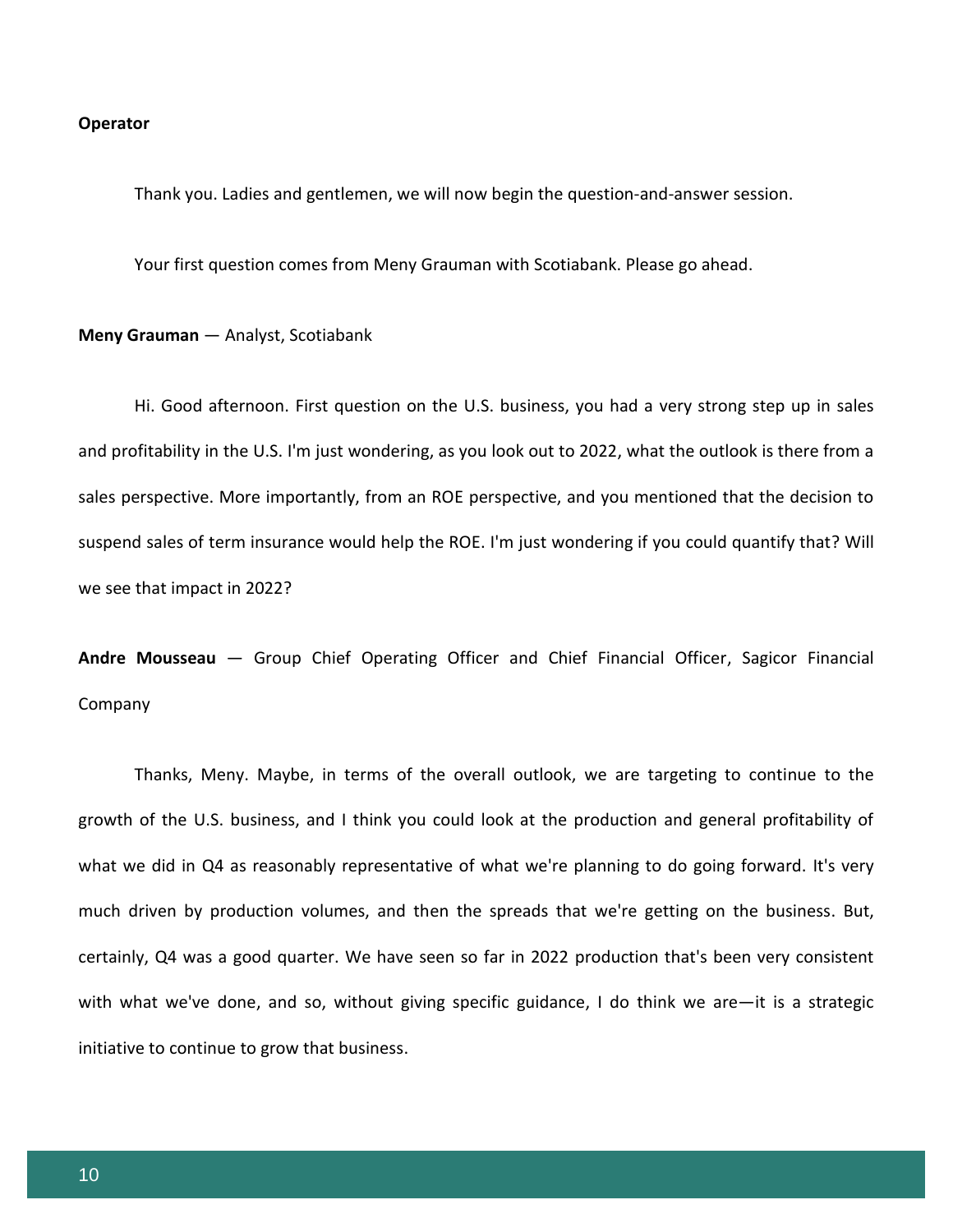**Operator**

Thank you. Ladies and gentlemen, we will now begin the question-and-answer session.

Your first question comes from Meny Grauman with Scotiabank. Please go ahead.

**Meny Grauman** — Analyst, Scotiabank

Hi. Good afternoon. First question on the U.S. business, you had a very strong step up in sales and profitability in the U.S. I'm just wondering, as you look out to 2022, what the outlook is there from a sales perspective. More importantly, from an ROE perspective, and you mentioned that the decision to suspend sales of term insurance would help the ROE. I'm just wondering if you could quantify that? Will we see that impact in 2022?

**Andre Mousseau** — Group Chief Operating Officer and Chief Financial Officer, Sagicor Financial Company

Thanks, Meny. Maybe, in terms of the overall outlook, we are targeting to continue to the growth of the U.S. business, and I think you could look at the production and general profitability of what we did in Q4 as reasonably representative of what we're planning to do going forward. It's very much driven by production volumes, and then the spreads that we're getting on the business. But, certainly, Q4 was a good quarter. We have seen so far in 2022 production that's been very consistent with what we've done, and so, without giving specific guidance, I do think we are—it is a strategic initiative to continue to grow that business.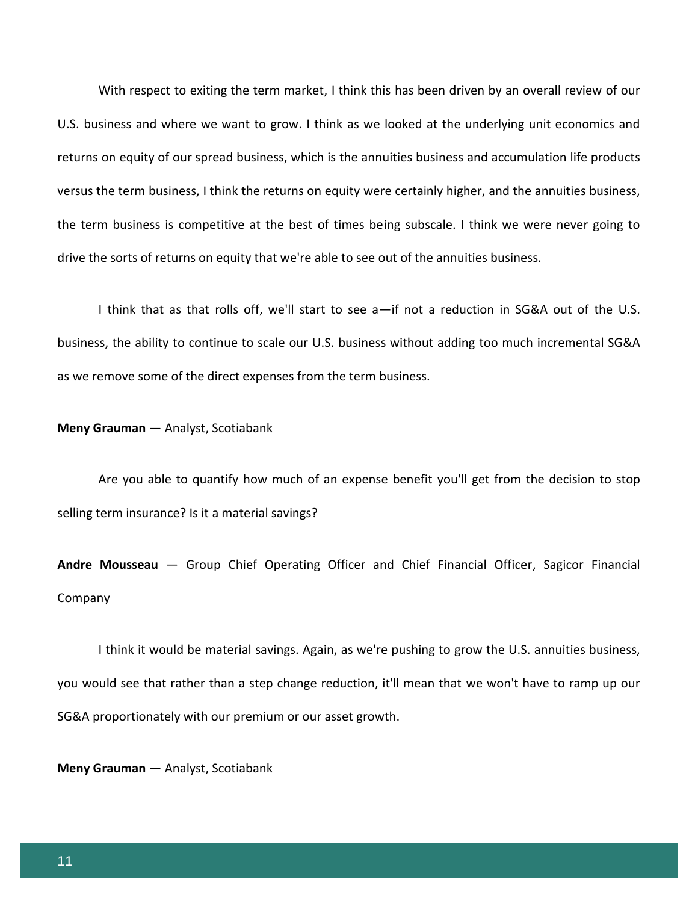With respect to exiting the term market, I think this has been driven by an overall review of our U.S. business and where we want to grow. I think as we looked at the underlying unit economics and returns on equity of our spread business, which is the annuities business and accumulation life products versus the term business, I think the returns on equity were certainly higher, and the annuities business, the term business is competitive at the best of times being subscale. I think we were never going to drive the sorts of returns on equity that we're able to see out of the annuities business.

I think that as that rolls off, we'll start to see a—if not a reduction in SG&A out of the U.S. business, the ability to continue to scale our U.S. business without adding too much incremental SG&A as we remove some of the direct expenses from the term business.

**Meny Grauman** — Analyst, Scotiabank

Are you able to quantify how much of an expense benefit you'll get from the decision to stop selling term insurance? Is it a material savings?

**Andre Mousseau** — Group Chief Operating Officer and Chief Financial Officer, Sagicor Financial Company

I think it would be material savings. Again, as we're pushing to grow the U.S. annuities business, you would see that rather than a step change reduction, it'll mean that we won't have to ramp up our SG&A proportionately with our premium or our asset growth.

**Meny Grauman** — Analyst, Scotiabank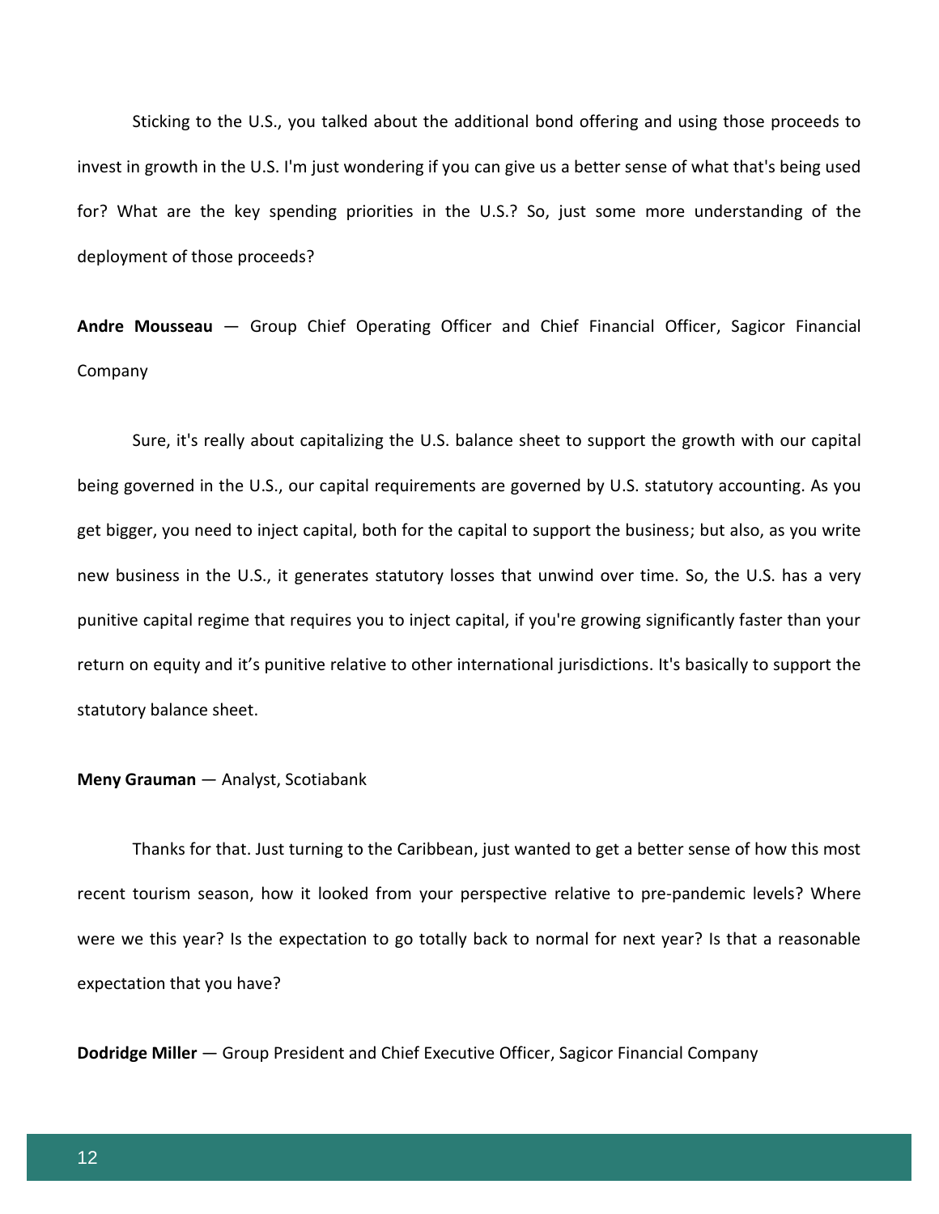Sticking to the U.S., you talked about the additional bond offering and using those proceeds to invest in growth in the U.S. I'm just wondering if you can give us a better sense of what that's being used for? What are the key spending priorities in the U.S.? So, just some more understanding of the deployment of those proceeds?

**Andre Mousseau** — Group Chief Operating Officer and Chief Financial Officer, Sagicor Financial Company

Sure, it's really about capitalizing the U.S. balance sheet to support the growth with our capital being governed in the U.S., our capital requirements are governed by U.S. statutory accounting. As you get bigger, you need to inject capital, both for the capital to support the business; but also, as you write new business in the U.S., it generates statutory losses that unwind over time. So, the U.S. has a very punitive capital regime that requires you to inject capital, if you're growing significantly faster than your return on equity and it's punitive relative to other international jurisdictions. It's basically to support the statutory balance sheet.

**Meny Grauman** — Analyst, Scotiabank

Thanks for that. Just turning to the Caribbean, just wanted to get a better sense of how this most recent tourism season, how it looked from your perspective relative to pre-pandemic levels? Where were we this year? Is the expectation to go totally back to normal for next year? Is that a reasonable expectation that you have?

**Dodridge Miller** — Group President and Chief Executive Officer, Sagicor Financial Company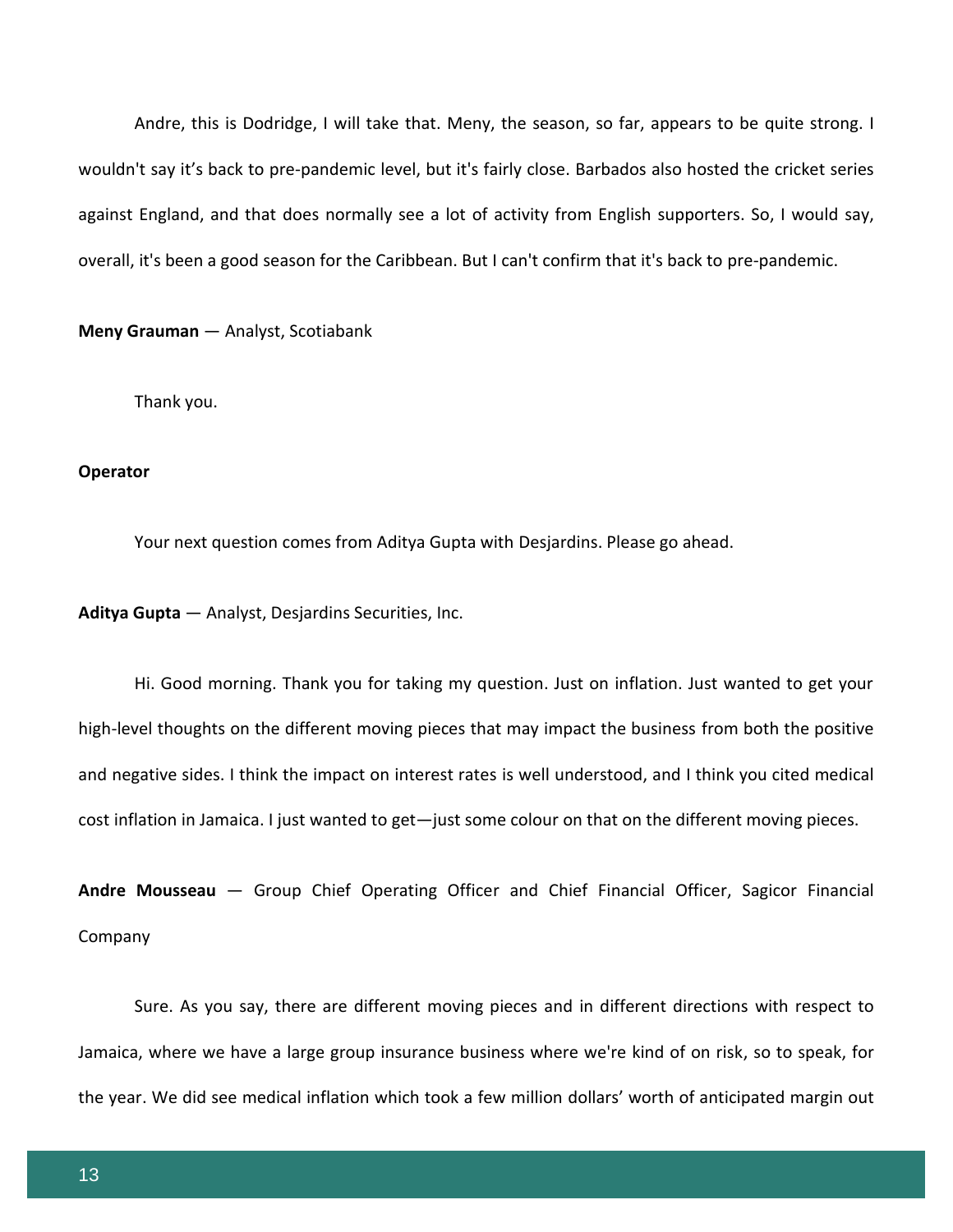Andre, this is Dodridge, I will take that. Meny, the season, so far, appears to be quite strong. I wouldn't say it's back to pre-pandemic level, but it's fairly close. Barbados also hosted the cricket series against England, and that does normally see a lot of activity from English supporters. So, I would say, overall, it's been a good season for the Caribbean. But I can't confirm that it's back to pre-pandemic.

**Meny Grauman** — Analyst, Scotiabank

Thank you.

**Operator**

Your next question comes from Aditya Gupta with Desjardins. Please go ahead.

**Aditya Gupta** — Analyst, Desjardins Securities, Inc.

Hi. Good morning. Thank you for taking my question. Just on inflation. Just wanted to get your high-level thoughts on the different moving pieces that may impact the business from both the positive and negative sides. I think the impact on interest rates is well understood, and I think you cited medical cost inflation in Jamaica. I just wanted to get—just some colour on that on the different moving pieces.

**Andre Mousseau** — Group Chief Operating Officer and Chief Financial Officer, Sagicor Financial Company

Sure. As you say, there are different moving pieces and in different directions with respect to Jamaica, where we have a large group insurance business where we're kind of on risk, so to speak, for the year. We did see medical inflation which took a few million dollars' worth of anticipated margin out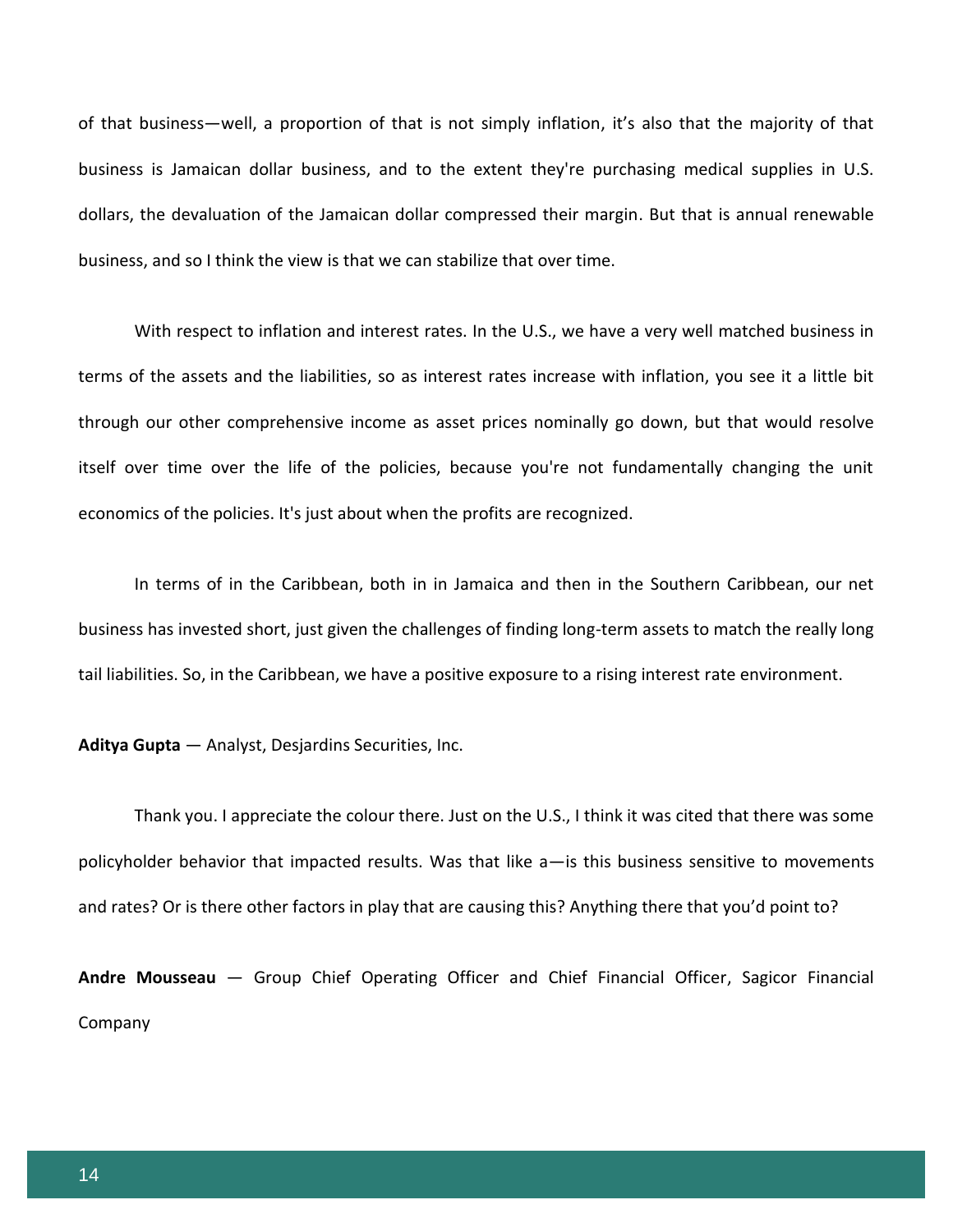of that business—well, a proportion of that is not simply inflation, it's also that the majority of that business is Jamaican dollar business, and to the extent they're purchasing medical supplies in U.S. dollars, the devaluation of the Jamaican dollar compressed their margin. But that is annual renewable business, and so I think the view is that we can stabilize that over time.

With respect to inflation and interest rates. In the U.S., we have a very well matched business in terms of the assets and the liabilities, so as interest rates increase with inflation, you see it a little bit through our other comprehensive income as asset prices nominally go down, but that would resolve itself over time over the life of the policies, because you're not fundamentally changing the unit economics of the policies. It's just about when the profits are recognized.

In terms of in the Caribbean, both in in Jamaica and then in the Southern Caribbean, our net business has invested short, just given the challenges of finding long-term assets to match the really long tail liabilities. So, in the Caribbean, we have a positive exposure to a rising interest rate environment.

**Aditya Gupta** — Analyst, Desjardins Securities, Inc.

Thank you. I appreciate the colour there. Just on the U.S., I think it was cited that there was some policyholder behavior that impacted results. Was that like a—is this business sensitive to movements and rates? Or is there other factors in play that are causing this? Anything there that you'd point to?

**Andre Mousseau** — Group Chief Operating Officer and Chief Financial Officer, Sagicor Financial Company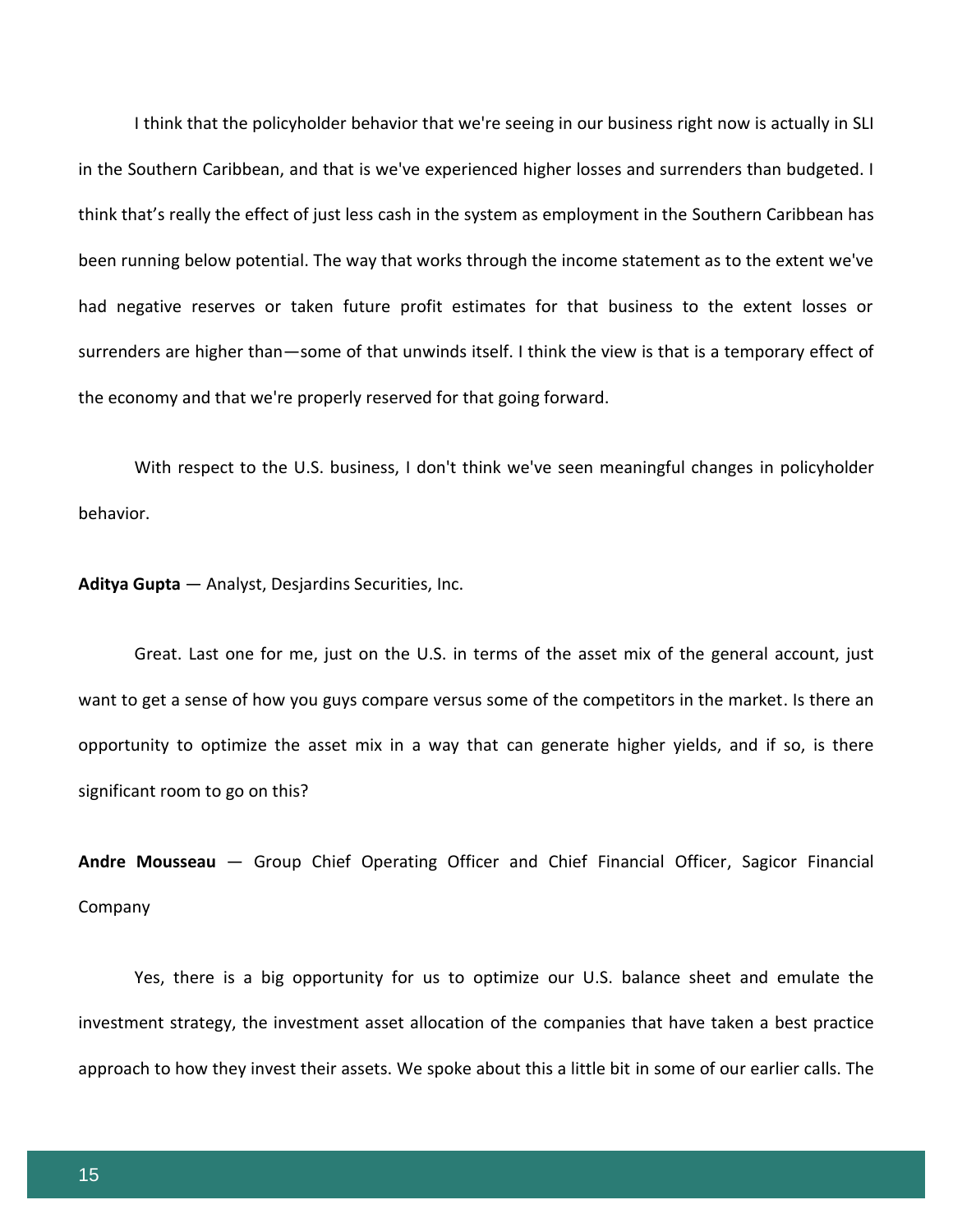I think that the policyholder behavior that we're seeing in our business right now is actually in SLI in the Southern Caribbean, and that is we've experienced higher losses and surrenders than budgeted. I think that's really the effect of just less cash in the system as employment in the Southern Caribbean has been running below potential. The way that works through the income statement as to the extent we've had negative reserves or taken future profit estimates for that business to the extent losses or surrenders are higher than—some of that unwinds itself. I think the view is that is a temporary effect of the economy and that we're properly reserved for that going forward.

With respect to the U.S. business, I don't think we've seen meaningful changes in policyholder behavior.

**Aditya Gupta** — Analyst, Desjardins Securities, Inc.

Great. Last one for me, just on the U.S. in terms of the asset mix of the general account, just want to get a sense of how you guys compare versus some of the competitors in the market. Is there an opportunity to optimize the asset mix in a way that can generate higher yields, and if so, is there significant room to go on this?

**Andre Mousseau** — Group Chief Operating Officer and Chief Financial Officer, Sagicor Financial Company

Yes, there is a big opportunity for us to optimize our U.S. balance sheet and emulate the investment strategy, the investment asset allocation of the companies that have taken a best practice approach to how they invest their assets. We spoke about this a little bit in some of our earlier calls. The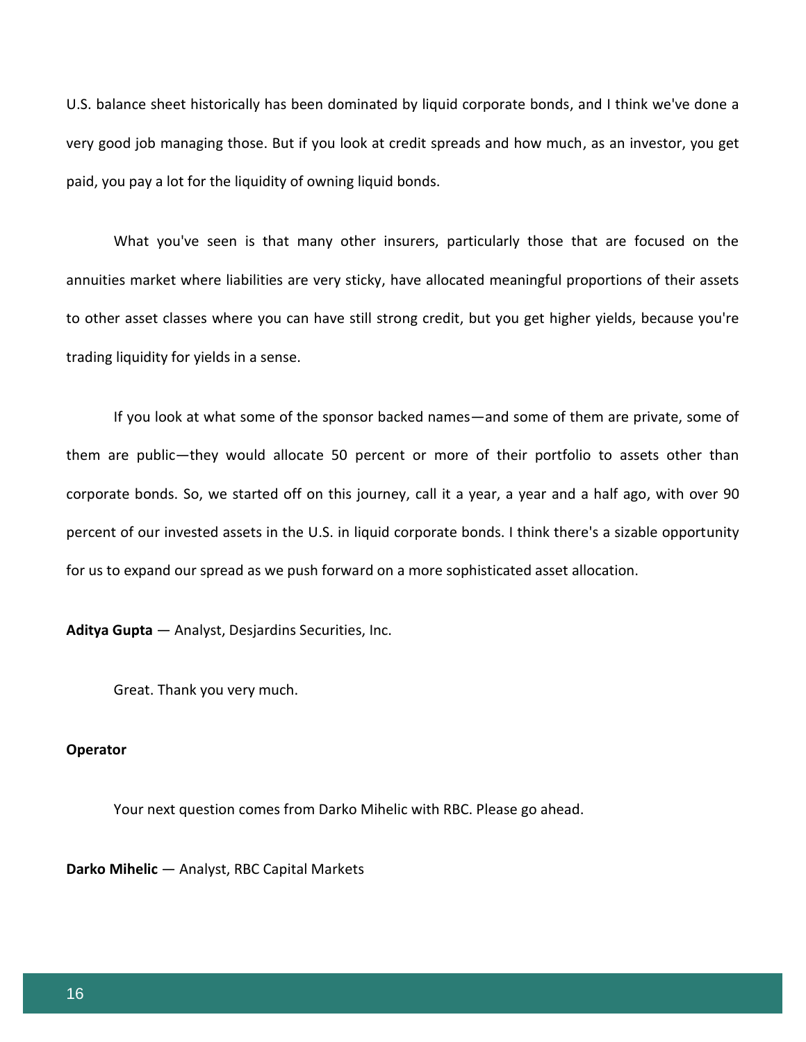U.S. balance sheet historically has been dominated by liquid corporate bonds, and I think we've done a very good job managing those. But if you look at credit spreads and how much, as an investor, you get paid, you pay a lot for the liquidity of owning liquid bonds.

What you've seen is that many other insurers, particularly those that are focused on the annuities market where liabilities are very sticky, have allocated meaningful proportions of their assets to other asset classes where you can have still strong credit, but you get higher yields, because you're trading liquidity for yields in a sense.

If you look at what some of the sponsor backed names—and some of them are private, some of them are public—they would allocate 50 percent or more of their portfolio to assets other than corporate bonds. So, we started off on this journey, call it a year, a year and a half ago, with over 90 percent of our invested assets in the U.S. in liquid corporate bonds. I think there's a sizable opportunity for us to expand our spread as we push forward on a more sophisticated asset allocation.

**Aditya Gupta** — Analyst, Desjardins Securities, Inc.

Great. Thank you very much.

**Operator**

Your next question comes from Darko Mihelic with RBC. Please go ahead.

**Darko Mihelic** — Analyst, RBC Capital Markets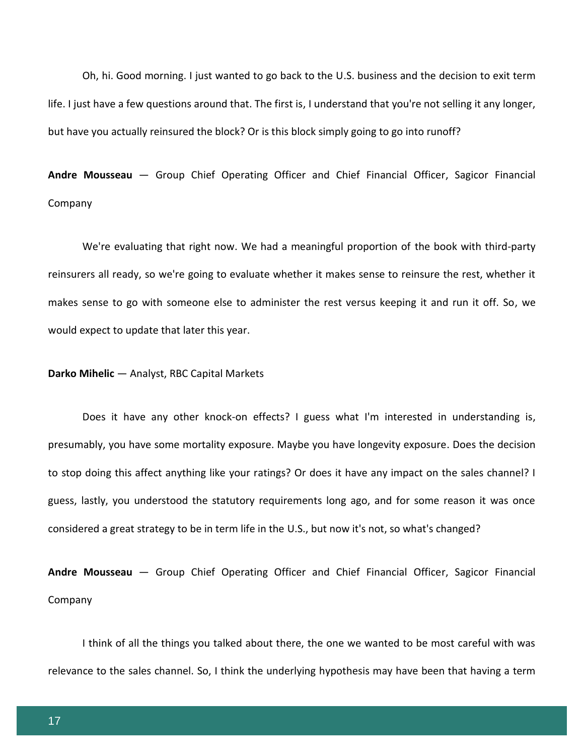Oh, hi. Good morning. I just wanted to go back to the U.S. business and the decision to exit term life. I just have a few questions around that. The first is, I understand that you're not selling it any longer, but have you actually reinsured the block? Or is this block simply going to go into runoff?

**Andre Mousseau** — Group Chief Operating Officer and Chief Financial Officer, Sagicor Financial Company

We're evaluating that right now. We had a meaningful proportion of the book with third-party reinsurers all ready, so we're going to evaluate whether it makes sense to reinsure the rest, whether it makes sense to go with someone else to administer the rest versus keeping it and run it off. So, we would expect to update that later this year.

**Darko Mihelic** — Analyst, RBC Capital Markets

Does it have any other knock-on effects? I guess what I'm interested in understanding is, presumably, you have some mortality exposure. Maybe you have longevity exposure. Does the decision to stop doing this affect anything like your ratings? Or does it have any impact on the sales channel? I guess, lastly, you understood the statutory requirements long ago, and for some reason it was once considered a great strategy to be in term life in the U.S., but now it's not, so what's changed?

**Andre Mousseau** — Group Chief Operating Officer and Chief Financial Officer, Sagicor Financial Company

I think of all the things you talked about there, the one we wanted to be most careful with was relevance to the sales channel. So, I think the underlying hypothesis may have been that having a term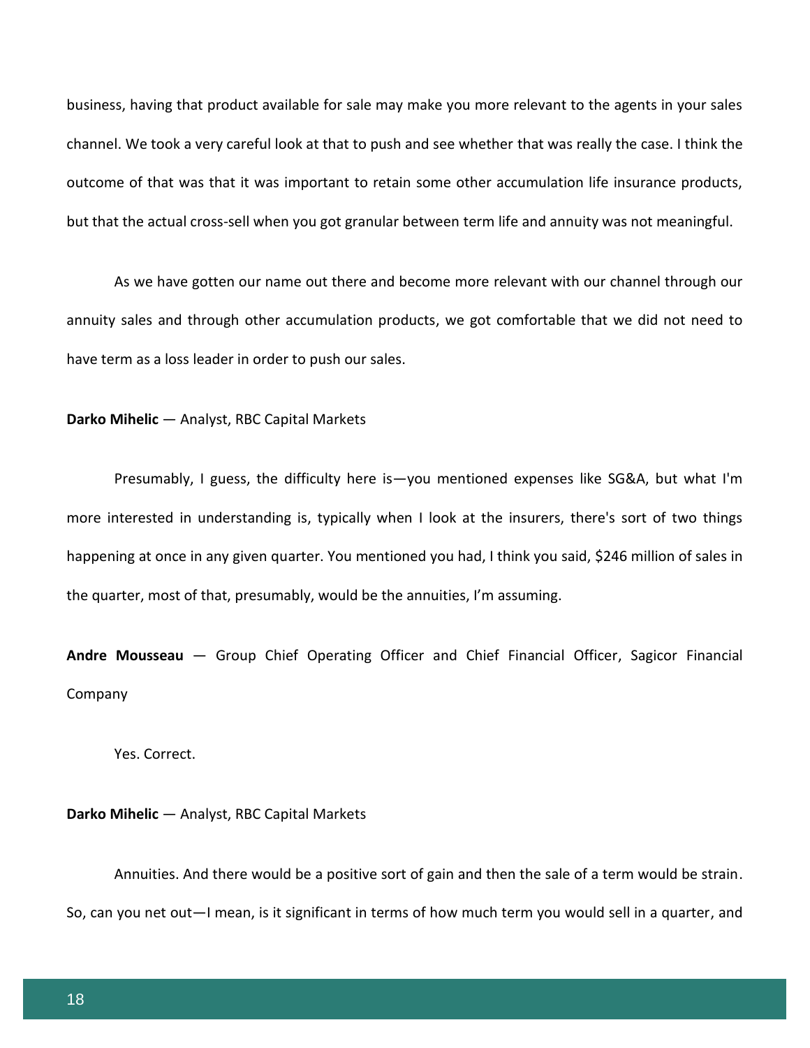business, having that product available for sale may make you more relevant to the agents in your sales channel. We took a very careful look at that to push and see whether that was really the case. I think the outcome of that was that it was important to retain some other accumulation life insurance products, but that the actual cross-sell when you got granular between term life and annuity was not meaningful.

As we have gotten our name out there and become more relevant with our channel through our annuity sales and through other accumulation products, we got comfortable that we did not need to have term as a loss leader in order to push our sales.

**Darko Mihelic** — Analyst, RBC Capital Markets

Presumably, I guess, the difficulty here is—you mentioned expenses like SG&A, but what I'm more interested in understanding is, typically when I look at the insurers, there's sort of two things happening at once in any given quarter. You mentioned you had, I think you said, $246 million of sales in the quarter, most of that, presumably, would be the annuities, I'm assuming.

**Andre Mousseau** — Group Chief Operating Officer and Chief Financial Officer, Sagicor Financial Company

Yes. Correct.

**Darko Mihelic** — Analyst, RBC Capital Markets

Annuities. And there would be a positive sort of gain and then the sale of a term would be strain. So, can you net out—I mean, is it significant in terms of how much term you would sell in a quarter, and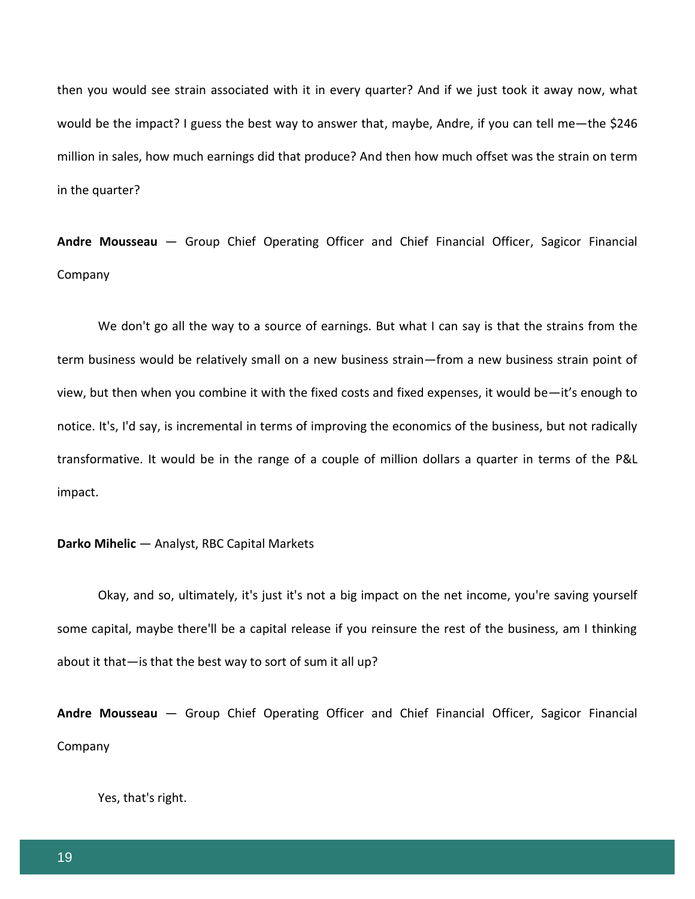then you would see strain associated with it in every quarter? And if we just took it away now, what would be the impact? I guess the best way to answer that, maybe, Andre, if you can tell me—the $246 million in sales, how much earnings did that produce? And then how much offset was the strain on term in the quarter?

**Andre Mousseau** — Group Chief Operating Officer and Chief Financial Officer, Sagicor Financial Company

We don't go all the way to a source of earnings. But what I can say is that the strains from the term business would be relatively small on a new business strain—from a new business strain point of view, but then when you combine it with the fixed costs and fixed expenses, it would be—it's enough to notice. It's, I'd say, is incremental in terms of improving the economics of the business, but not radically transformative. It would be in the range of a couple of million dollars a quarter in terms of the P&L impact.

**Darko Mihelic** — Analyst, RBC Capital Markets

Okay, and so, ultimately, it's just it's not a big impact on the net income, you're saving yourself some capital, maybe there'll be a capital release if you reinsure the rest of the business, am I thinking about it that—is that the best way to sort of sum it all up?

**Andre Mousseau** — Group Chief Operating Officer and Chief Financial Officer, Sagicor Financial Company

Yes, that's right.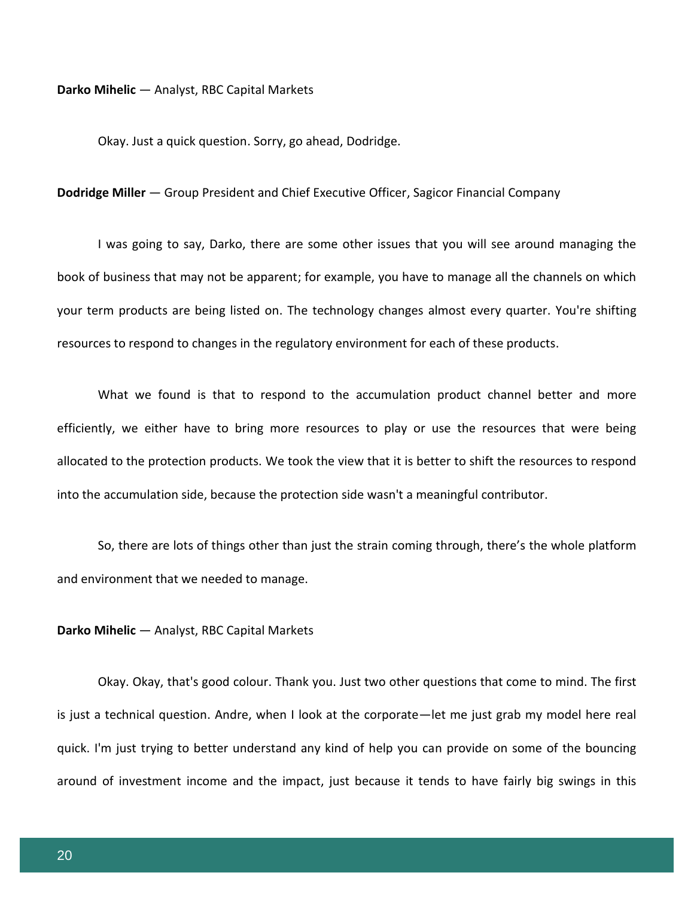**Darko Mihelic** — Analyst, RBC Capital Markets

Okay. Just a quick question. Sorry, go ahead, Dodridge.

**Dodridge Miller** — Group President and Chief Executive Officer, Sagicor Financial Company

I was going to say, Darko, there are some other issues that you will see around managing the book of business that may not be apparent; for example, you have to manage all the channels on which your term products are being listed on. The technology changes almost every quarter. You're shifting resources to respond to changes in the regulatory environment for each of these products.

What we found is that to respond to the accumulation product channel better and more efficiently, we either have to bring more resources to play or use the resources that were being allocated to the protection products. We took the view that it is better to shift the resources to respond into the accumulation side, because the protection side wasn't a meaningful contributor.

So, there are lots of things other than just the strain coming through, there's the whole platform and environment that we needed to manage.

**Darko Mihelic** — Analyst, RBC Capital Markets

Okay. Okay, that's good colour. Thank you. Just two other questions that come to mind. The first is just a technical question. Andre, when I look at the corporate—let me just grab my model here real quick. I'm just trying to better understand any kind of help you can provide on some of the bouncing around of investment income and the impact, just because it tends to have fairly big swings in this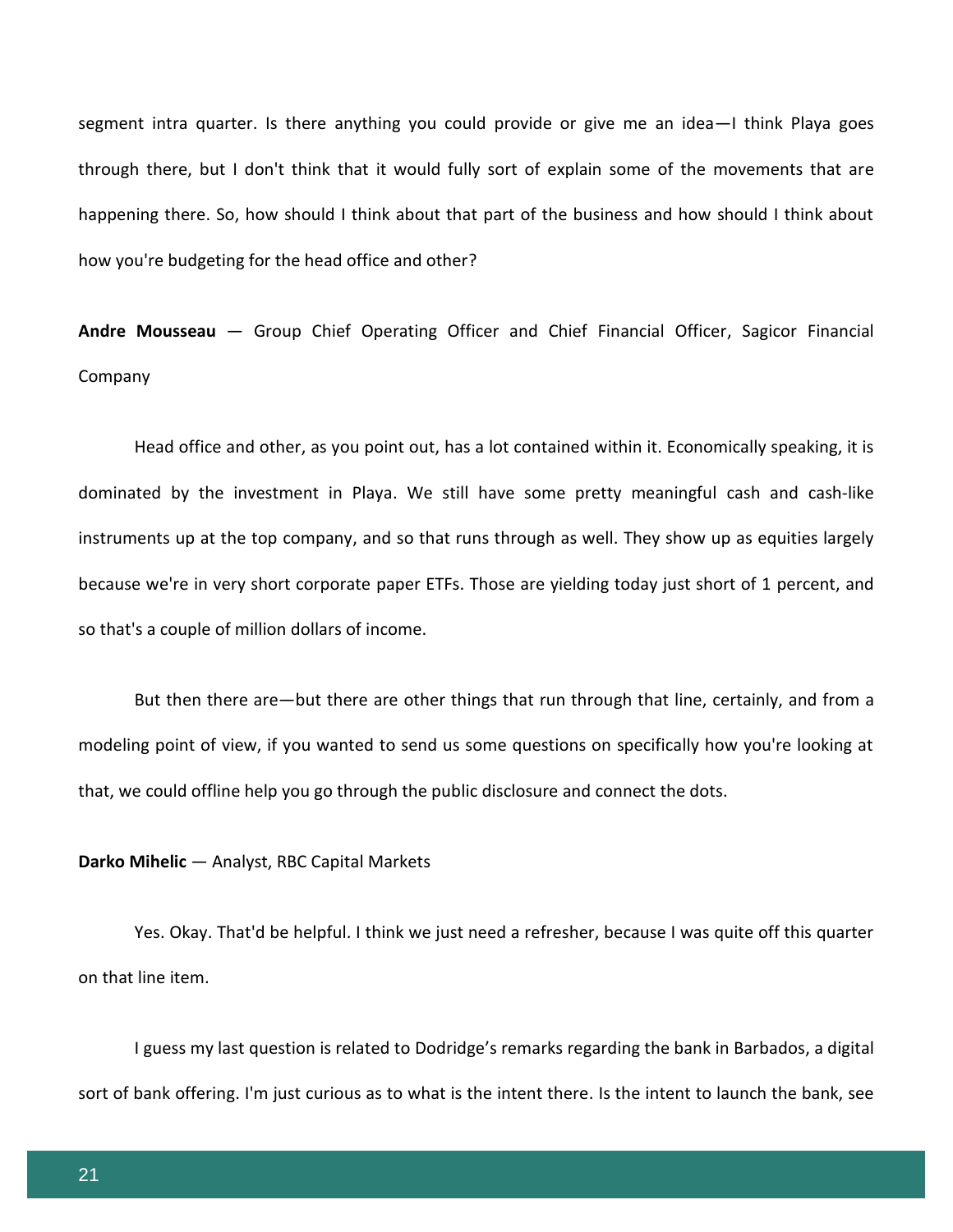segment intra quarter. Is there anything you could provide or give me an idea—I think Playa goes through there, but I don't think that it would fully sort of explain some of the movements that are happening there. So, how should I think about that part of the business and how should I think about how you're budgeting for the head office and other?

**Andre Mousseau** — Group Chief Operating Officer and Chief Financial Officer, Sagicor Financial Company

Head office and other, as you point out, has a lot contained within it. Economically speaking, it is dominated by the investment in Playa. We still have some pretty meaningful cash and cash-like instruments up at the top company, and so that runs through as well. They show up as equities largely because we're in very short corporate paper ETFs. Those are yielding today just short of 1 percent, and so that's a couple of million dollars of income.

But then there are—but there are other things that run through that line, certainly, and from a modeling point of view, if you wanted to send us some questions on specifically how you're looking at that, we could offline help you go through the public disclosure and connect the dots.

**Darko Mihelic** — Analyst, RBC Capital Markets

Yes. Okay. That'd be helpful. I think we just need a refresher, because I was quite off this quarter on that line item.

I guess my last question is related to Dodridge's remarks regarding the bank in Barbados, a digital sort of bank offering. I'm just curious as to what is the intent there. Is the intent to launch the bank, see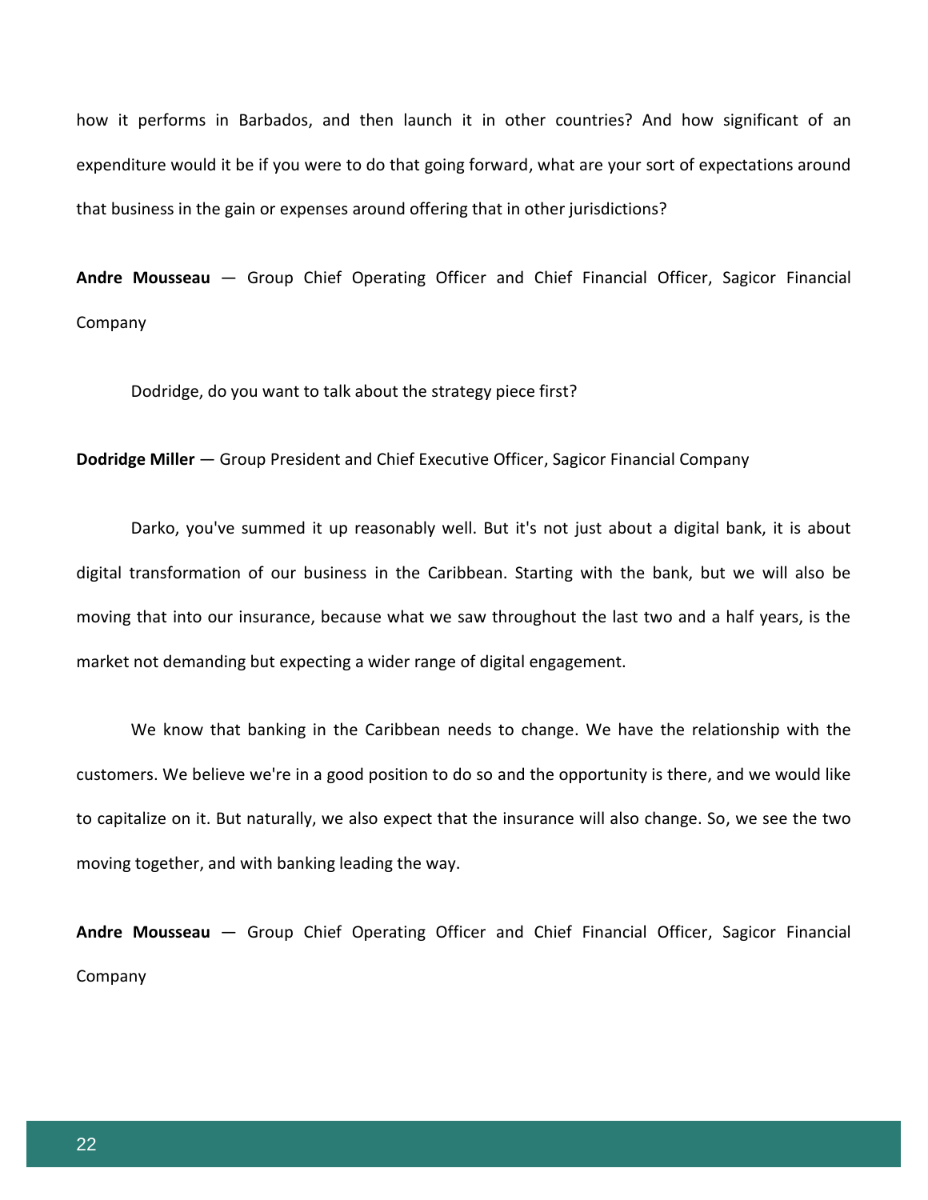how it performs in Barbados, and then launch it in other countries? And how significant of an expenditure would it be if you were to do that going forward, what are your sort of expectations around that business in the gain or expenses around offering that in other jurisdictions?

**Andre Mousseau** — Group Chief Operating Officer and Chief Financial Officer, Sagicor Financial Company

Dodridge, do you want to talk about the strategy piece first?

**Dodridge Miller** — Group President and Chief Executive Officer, Sagicor Financial Company

Darko, you've summed it up reasonably well. But it's not just about a digital bank, it is about digital transformation of our business in the Caribbean. Starting with the bank, but we will also be moving that into our insurance, because what we saw throughout the last two and a half years, is the market not demanding but expecting a wider range of digital engagement.

We know that banking in the Caribbean needs to change. We have the relationship with the customers. We believe we're in a good position to do so and the opportunity is there, and we would like to capitalize on it. But naturally, we also expect that the insurance will also change. So, we see the two moving together, and with banking leading the way.

**Andre Mousseau** — Group Chief Operating Officer and Chief Financial Officer, Sagicor Financial Company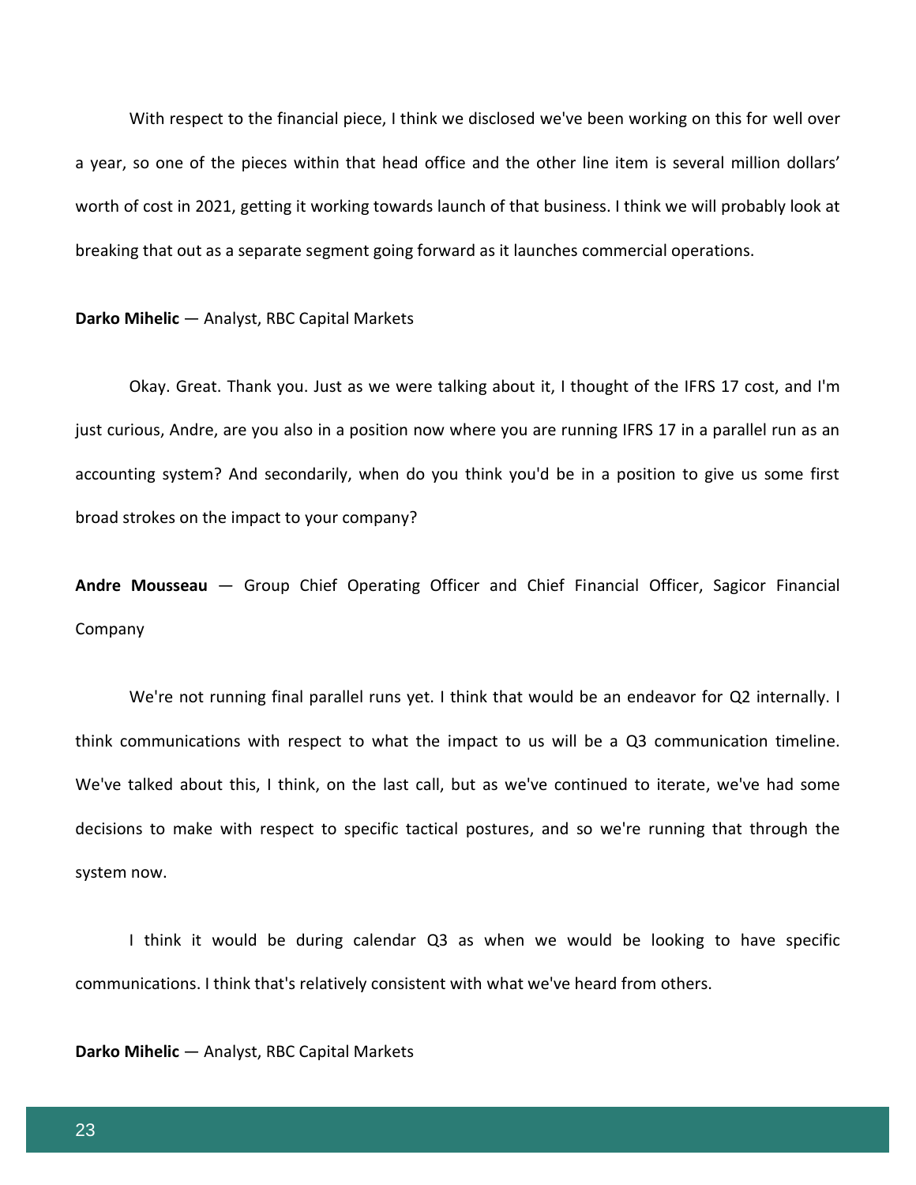With respect to the financial piece, I think we disclosed we've been working on this for well over a year, so one of the pieces within that head office and the other line item is several million dollars' worth of cost in 2021, getting it working towards launch of that business. I think we will probably look at breaking that out as a separate segment going forward as it launches commercial operations.

**Darko Mihelic** — Analyst, RBC Capital Markets

Okay. Great. Thank you. Just as we were talking about it, I thought of the IFRS 17 cost, and I'm just curious, Andre, are you also in a position now where you are running IFRS 17 in a parallel run as an accounting system? And secondarily, when do you think you'd be in a position to give us some first broad strokes on the impact to your company?

**Andre Mousseau** — Group Chief Operating Officer and Chief Financial Officer, Sagicor Financial Company

We're not running final parallel runs yet. I think that would be an endeavor for Q2 internally. I think communications with respect to what the impact to us will be a Q3 communication timeline. We've talked about this, I think, on the last call, but as we've continued to iterate, we've had some decisions to make with respect to specific tactical postures, and so we're running that through the system now.

I think it would be during calendar Q3 as when we would be looking to have specific communications. I think that's relatively consistent with what we've heard from others.

**Darko Mihelic** — Analyst, RBC Capital Markets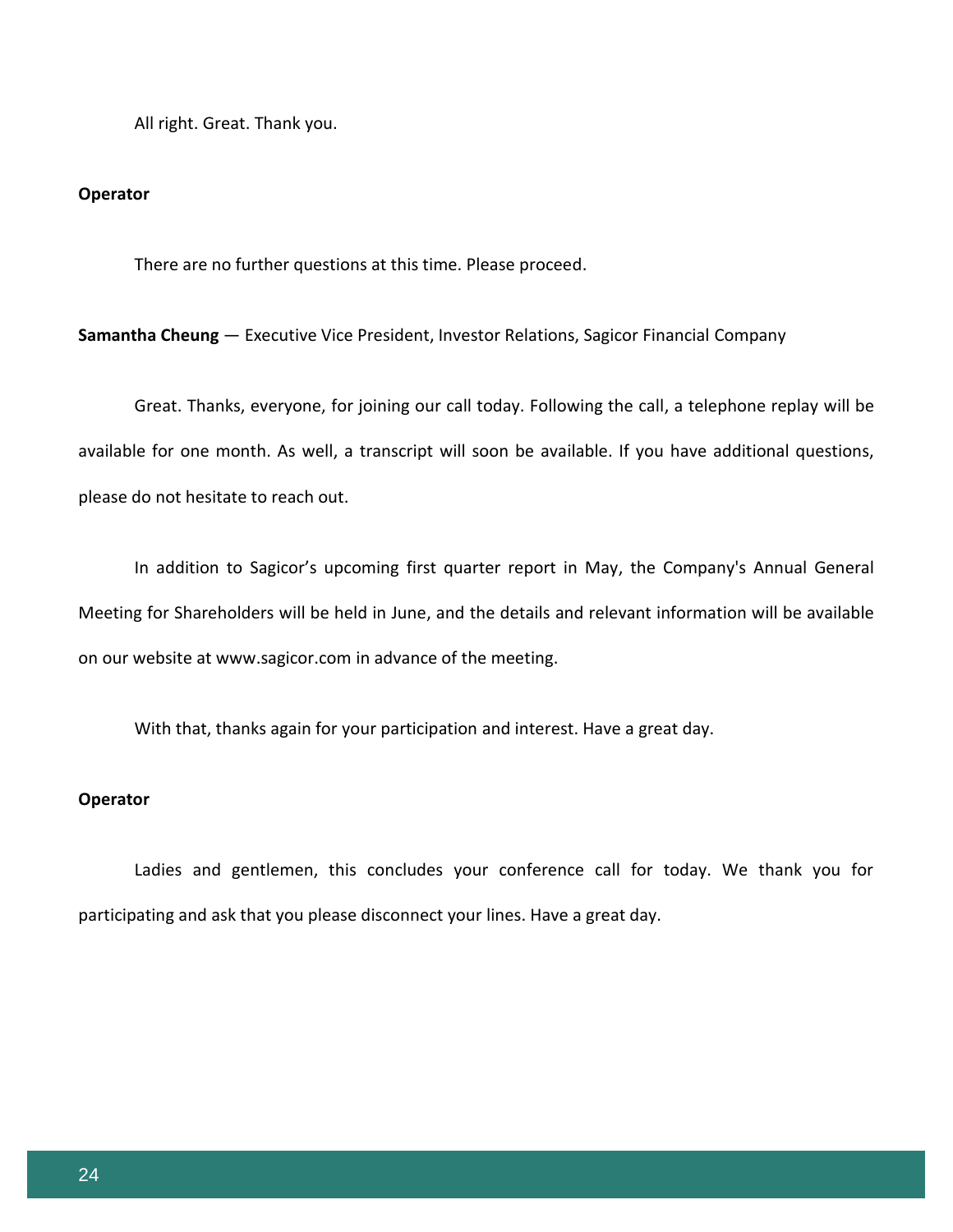All right. Great. Thank you.

**Operator**

There are no further questions at this time. Please proceed.

**Samantha Cheung** — Executive Vice President, Investor Relations, Sagicor Financial Company

Great. Thanks, everyone, for joining our call today. Following the call, a telephone replay will be available for one month. As well, a transcript will soon be available. If you have additional questions, please do not hesitate to reach out.

In addition to Sagicor's upcoming first quarter report in May, the Company's Annual General Meeting for Shareholders will be held in June, and the details and relevant information will be available on our website at www.sagicor.com in advance of the meeting.

With that, thanks again for your participation and interest. Have a great day.

**Operator**

Ladies and gentlemen, this concludes your conference call for today. We thank you for participating and ask that you please disconnect your lines. Have a great day.